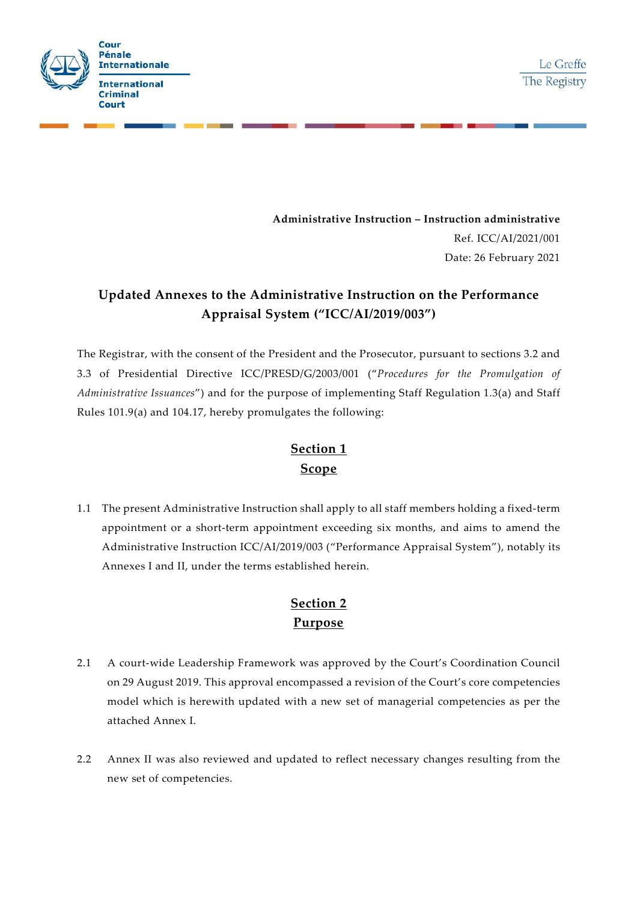Cour Pénale Internationale

International Criminal Court

Le Greffe

The Registry

**Administrative Instruction – Instruction administrative**

Ref. ICC/AI/2021/001

Date: 26 February 2021

# Updated Annexes to the Administrative Instruction on the Performance Appraisal System ("ICC/AI/2019/003")

The Registrar, with the consent of the President and the Prosecutor, pursuant to sections 3.2 and 3.3 of Presidential Directive ICC/PRESD/G/2003/001 ("*Procedures for the Promulgation of Administrative Issuances*") and for the purpose of implementing Staff Regulation 1.3(a) and Staff Rules 101.9(a) and 104.17, hereby promulgates the following:

## Section 1
## Scope

1.1 The present Administrative Instruction shall apply to all staff members holding a fixed-term appointment or a short-term appointment exceeding six months, and aims to amend the Administrative Instruction ICC/AI/2019/003 ("Performance Appraisal System"), notably its Annexes I and II, under the terms established herein.

## Section 2
## Purpose

2.1 A court-wide Leadership Framework was approved by the Court's Coordination Council on 29 August 2019. This approval encompassed a revision of the Court's core competencies model which is herewith updated with a new set of managerial competencies as per the attached Annex I.

2.2 Annex II was also reviewed and updated to reflect necessary changes resulting from the new set of competencies.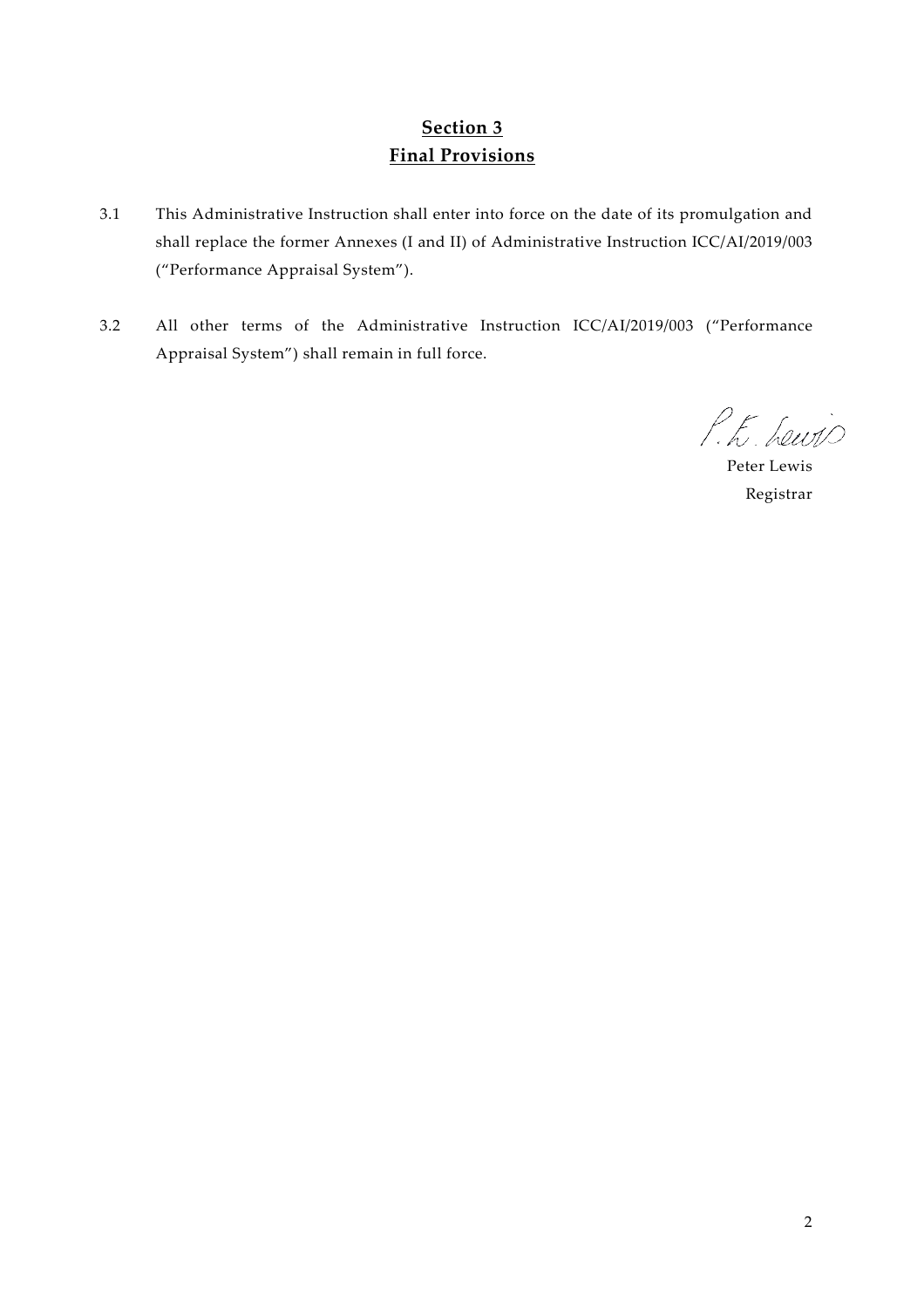## Section 3
## Final Provisions

3.1 This Administrative Instruction shall enter into force on the date of its promulgation and shall replace the former Annexes (I and II) of Administrative Instruction ICC/AI/2019/003 ("Performance Appraisal System").

3.2 All other terms of the Administrative Instruction ICC/AI/2019/003 ("Performance Appraisal System") shall remain in full force.

P. L. Lewis

Peter Lewis
Registrar